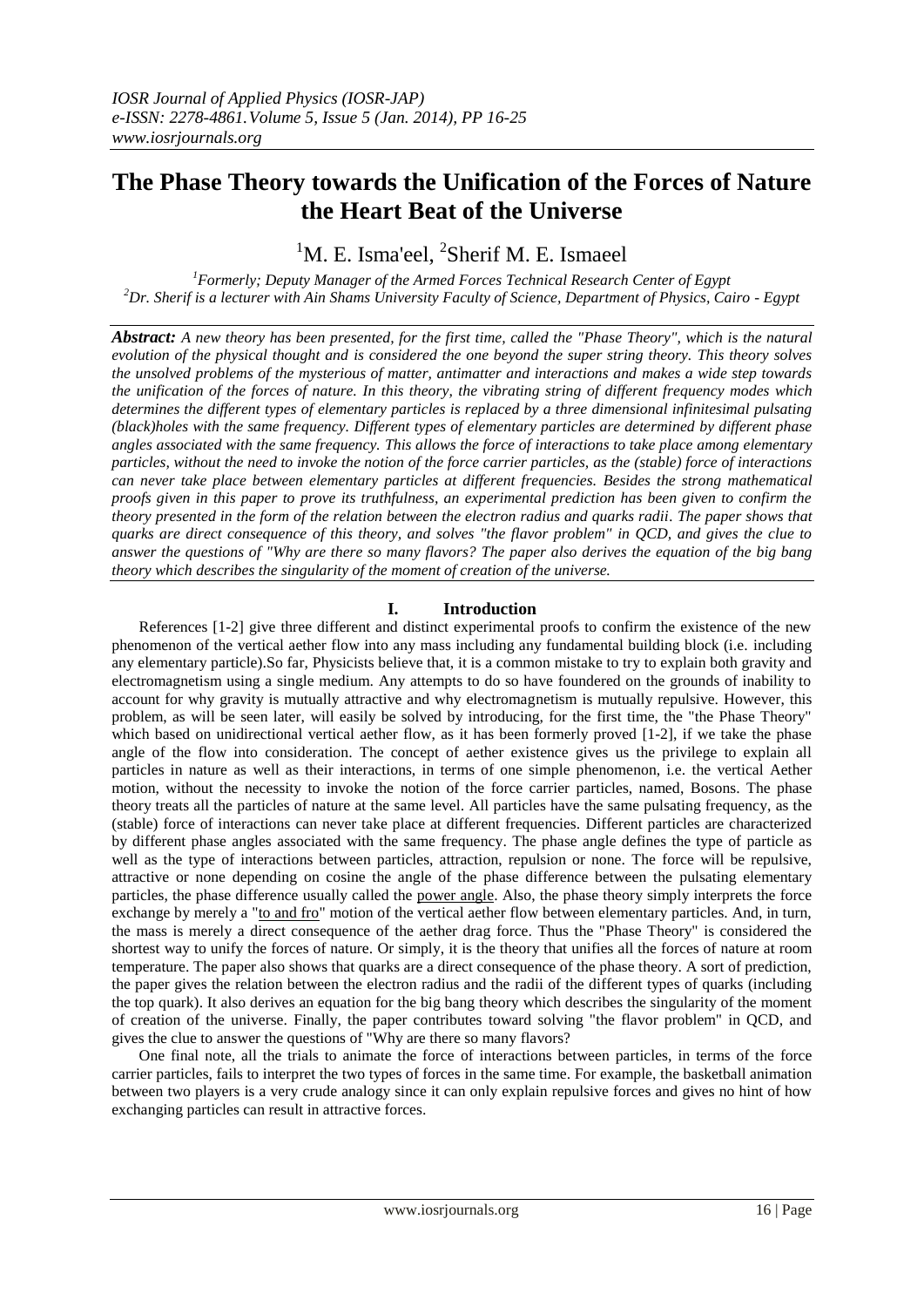# The Phase Theory towards the Unification of the Forces of Nature the Heart Beat of the Universe

[1]M. E. Isma'eel, [2]Sherif M. E. Ismaeel

[1]Formerly; Deputy Manager of the Armed Forces Technical Research Center of Egypt
[2]Dr. Sherif is a lecturer with Ain Shams University Faculty of Science, Department of Physics, Cairo - Egypt

***Abstract:*** *A new theory has been presented, for the first time, called the "Phase Theory", which is the natural evolution of the physical thought and is considered the one beyond the super string theory. This theory solves the unsolved problems of the mysterious of matter, antimatter and interactions and makes a wide step towards the unification of the forces of nature. In this theory, the vibrating string of different frequency modes which determines the different types of elementary particles is replaced by a three dimensional infinitesimal pulsating (black)holes with the same frequency. Different types of elementary particles are determined by different phase angles associated with the same frequency. This allows the force of interactions to take place among elementary particles, without the need to invoke the notion of the force carrier particles, as the (stable) force of interactions can never take place between elementary particles at different frequencies. Besides the strong mathematical proofs given in this paper to prove its truthfulness, an experimental prediction has been given to confirm the theory presented in the form of the relation between the electron radius and quarks radii. The paper shows that quarks are direct consequence of this theory, and solves "the flavor problem" in QCD, and gives the clue to answer the questions of "Why are there so many flavors? The paper also derives the equation of the big bang theory which describes the singularity of the moment of creation of the universe.*

## I. Introduction

References [1-2] give three different and distinct experimental proofs to confirm the existence of the new phenomenon of the vertical aether flow into any mass including any fundamental building block (i.e. including any elementary particle).So far, Physicists believe that, it is a common mistake to try to explain both gravity and electromagnetism using a single medium. Any attempts to do so have foundered on the grounds of inability to account for why gravity is mutually attractive and why electromagnetism is mutually repulsive. However, this problem, as will be seen later, will easily be solved by introducing, for the first time, the "the Phase Theory" which based on unidirectional vertical aether flow, as it has been formerly proved [1-2], if we take the phase angle of the flow into consideration. The concept of aether existence gives us the privilege to explain all particles in nature as well as their interactions, in terms of one simple phenomenon, i.e. the vertical Aether motion, without the necessity to invoke the notion of the force carrier particles, named, Bosons. The phase theory treats all the particles of nature at the same level. All particles have the same pulsating frequency, as the (stable) force of interactions can never take place at different frequencies. Different particles are characterized by different phase angles associated with the same frequency. The phase angle defines the type of particle as well as the type of interactions between particles, attraction, repulsion or none. The force will be repulsive, attractive or none depending on cosine the angle of the phase difference between the pulsating elementary particles, the phase difference usually called the power angle. Also, the phase theory simply interprets the force exchange by merely a "to and fro" motion of the vertical aether flow between elementary particles. And, in turn, the mass is merely a direct consequence of the aether drag force. Thus the "Phase Theory" is considered the shortest way to unify the forces of nature. Or simply, it is the theory that unifies all the forces of nature at room temperature. The paper also shows that quarks are a direct consequence of the phase theory. A sort of prediction, the paper gives the relation between the electron radius and the radii of the different types of quarks (including the top quark). It also derives an equation for the big bang theory which describes the singularity of the moment of creation of the universe. Finally, the paper contributes toward solving "the flavor problem" in QCD, and gives the clue to answer the questions of "Why are there so many flavors?

One final note, all the trials to animate the force of interactions between particles, in terms of the force carrier particles, fails to interpret the two types of forces in the same time. For example, the basketball animation between two players is a very crude analogy since it can only explain repulsive forces and gives no hint of how exchanging particles can result in attractive forces.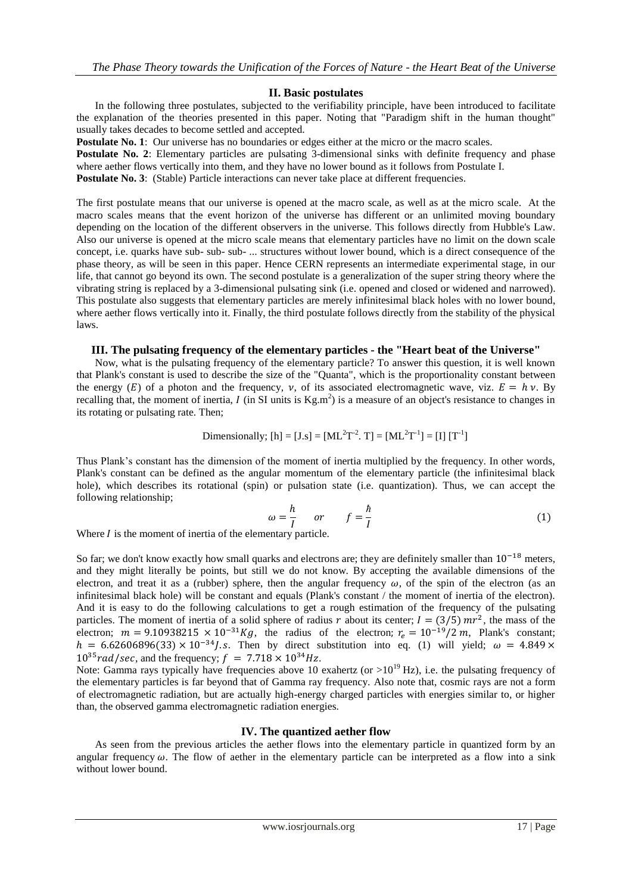## II. Basic postulates

In the following three postulates, subjected to the verifiability principle, have been introduced to facilitate the explanation of the theories presented in this paper. Noting that "Paradigm shift in the human thought" usually takes decades to become settled and accepted.

**Postulate No. 1**: Our universe has no boundaries or edges either at the micro or the macro scales.

**Postulate No. 2**: Elementary particles are pulsating 3-dimensional sinks with definite frequency and phase where aether flows vertically into them, and they have no lower bound as it follows from Postulate I.

**Postulate No. 3**: (Stable) Particle interactions can never take place at different frequencies.

The first postulate means that our universe is opened at the macro scale, as well as at the micro scale. At the macro scales means that the event horizon of the universe has different or an unlimited moving boundary depending on the location of the different observers in the universe. This follows directly from Hubble's Law. Also our universe is opened at the micro scale means that elementary particles have no limit on the down scale concept, i.e. quarks have sub- sub- sub- ... structures without lower bound, which is a direct consequence of the phase theory, as will be seen in this paper. Hence CERN represents an intermediate experimental stage, in our life, that cannot go beyond its own. The second postulate is a generalization of the super string theory where the vibrating string is replaced by a 3-dimensional pulsating sink (i.e. opened and closed or widened and narrowed). This postulate also suggests that elementary particles are merely infinitesimal black holes with no lower bound, where aether flows vertically into it. Finally, the third postulate follows directly from the stability of the physical laws.

## III. The pulsating frequency of the elementary particles - the "Heart beat of the Universe"

Now, what is the pulsating frequency of the elementary particle? To answer this question, it is well known that Plank's constant is used to describe the size of the "Quanta", which is the proportionality constant between the energy ($E$) of a photon and the frequency, $\nu$, of its associated electromagnetic wave, viz. $E = h\nu$. By recalling that, the moment of inertia, $I$ (in SI units is $Kg.m^2$) is a measure of an object's resistance to changes in its rotating or pulsating rate. Then;

$$\text{Dimensionally; } [h] = [J.s] = [ML^2T^{-2}.\ T] = [ML^2T^{-1}] = [I]\ [T^{-1}]$$

Thus Plank's constant has the dimension of the moment of inertia multiplied by the frequency. In other words, Plank's constant can be defined as the angular momentum of the elementary particle (the infinitesimal black hole), which describes its rotational (spin) or pulsation state (i.e. quantization). Thus, we can accept the following relationship;

$$\omega = \frac{h}{I} \quad or \quad f = \frac{\hbar}{I} \tag{1}$$

Where $I$ is the moment of inertia of the elementary particle.

So far; we don't know exactly how small quarks and electrons are; they are definitely smaller than $10^{-18}$ meters, and they might literally be points, but still we do not know. By accepting the available dimensions of the electron, and treat it as a (rubber) sphere, then the angular frequency $\omega$, of the spin of the electron (as an infinitesimal black hole) will be constant and equals (Plank's constant / the moment of inertia of the electron). And it is easy to do the following calculations to get a rough estimation of the frequency of the pulsating particles. The moment of inertia of a solid sphere of radius $r$ about its center; $I = (3/5)\,mr^2$, the mass of the electron; $m = 9.10938215 \times 10^{-31} Kg$, the radius of the electron; $r_e = 10^{-19}/2\ m$, Plank's constant; $h = 6.62606896(33) \times 10^{-34} J.s$. Then by direct substitution into eq. (1) will yield; $\omega = 4.849 \times 10^{35} rad/sec$, and the frequency; $f = 7.718 \times 10^{34} Hz$.

Note: Gamma rays typically have frequencies above 10 exahertz (or $>10^{19}$ Hz), i.e. the pulsating frequency of the elementary particles is far beyond that of Gamma ray frequency. Also note that, cosmic rays are not a form of electromagnetic radiation, but are actually high-energy charged particles with energies similar to, or higher than, the observed gamma electromagnetic radiation energies.

## IV. The quantized aether flow

As seen from the previous articles the aether flows into the elementary particle in quantized form by an angular frequency $\omega$. The flow of aether in the elementary particle can be interpreted as a flow into a sink without lower bound.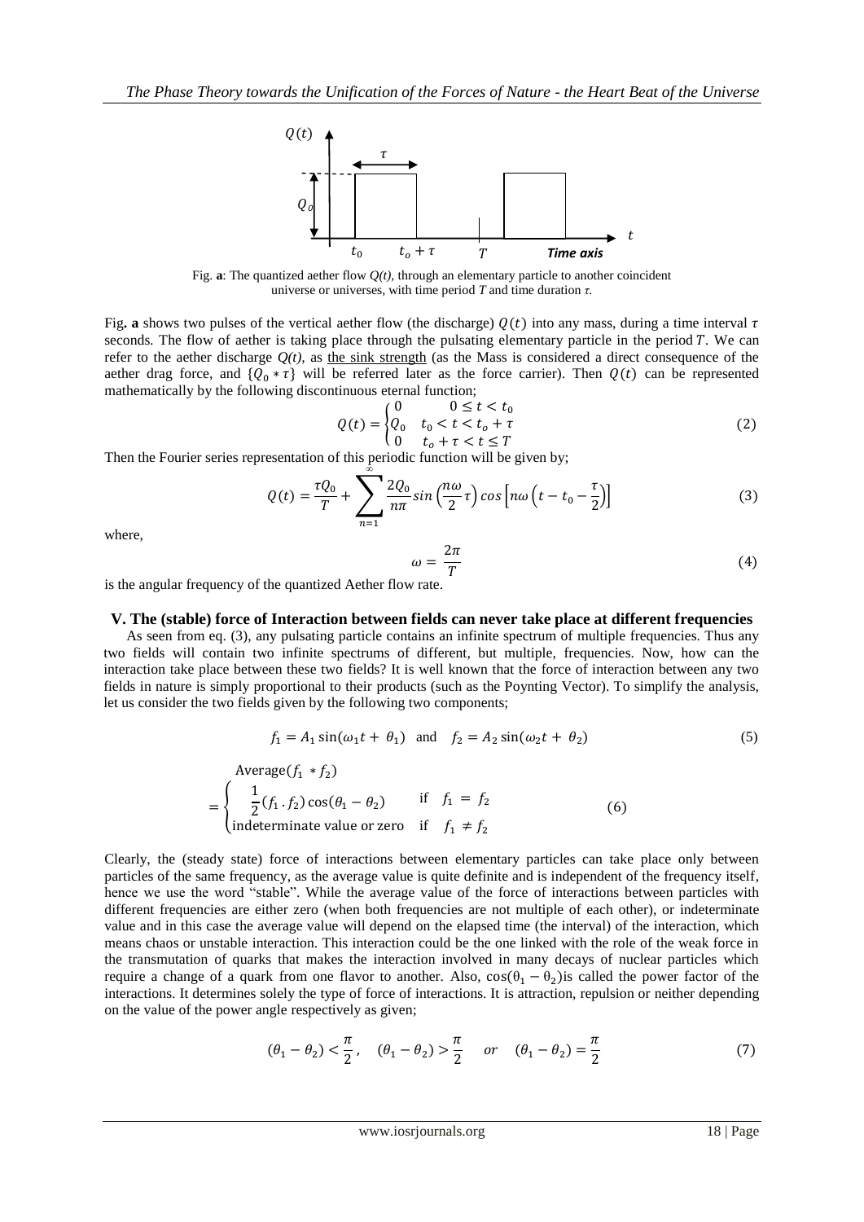Fig. **a**: The quantized aether flow $Q(t)$, through an elementary particle to another coincident universe or universes, with time period $T$ and time duration $\tau$.

Fig**. a** shows two pulses of the vertical aether flow (the discharge) $Q(t)$ into any mass, during a time interval $\tau$ seconds. The flow of aether is taking place through the pulsating elementary particle in the period $T$. We can refer to the aether discharge $Q(t)$, as the sink strength (as the Mass is considered a direct consequence of the aether drag force, and $\{Q_0 * \tau\}$ will be referred later as the force carrier). Then $Q(t)$ can be represented mathematically by the following discontinuous eternal function;

$$Q(t) = \begin{cases} 0 & 0 \leq t < t_0 \\ Q_0 & t_0 < t < t_o + \tau \\ 0 & t_o + \tau < t \leq T \end{cases} \tag{2}$$

Then the Fourier series representation of this periodic function will be given by;

$$Q(t) = \frac{\tau Q_0}{T} + \sum_{n=1}^{\infty} \frac{2Q_0}{n\pi} \sin\left(\frac{n\omega}{2}\tau\right) \cos\left[n\omega\left(t - t_0 - \frac{\tau}{2}\right)\right] \tag{3}$$

where,

$$\omega = \frac{2\pi}{T} \tag{4}$$

is the angular frequency of the quantized Aether flow rate.

## V. The (stable) force of Interaction between fields can never take place at different frequencies

As seen from eq. (3), any pulsating particle contains an infinite spectrum of multiple frequencies. Thus any two fields will contain two infinite spectrums of different, but multiple, frequencies. Now, how can the interaction take place between these two fields? It is well known that the force of interaction between any two fields in nature is simply proportional to their products (such as the Poynting Vector). To simplify the analysis, let us consider the two fields given by the following two components;

$$f_1 = A_1 \sin(\omega_1 t + \theta_1) \quad \text{and} \quad f_2 = A_2 \sin(\omega_2 t + \theta_2) \tag{5}$$

$$\text{Average}(f_1 * f_2) = \begin{cases} \frac{1}{2}(f_1 . f_2)\cos(\theta_1 - \theta_2) & \text{if} \quad f_1 = f_2 \\ \text{indeterminate value or zero} & \text{if} \quad f_1 \neq f_2 \end{cases} \tag{6}$$

Clearly, the (steady state) force of interactions between elementary particles can take place only between particles of the same frequency, as the average value is quite definite and is independent of the frequency itself, hence we use the word "stable". While the average value of the force of interactions between particles with different frequencies are either zero (when both frequencies are not multiple of each other), or indeterminate value and in this case the average value will depend on the elapsed time (the interval) of the interaction, which means chaos or unstable interaction. This interaction could be the one linked with the role of the weak force in the transmutation of quarks that makes the interaction involved in many decays of nuclear particles which require a change of a quark from one flavor to another. Also, $\cos(\theta_1 - \theta_2)$ is called the power factor of the interactions. It determines solely the type of force of interactions. It is attraction, repulsion or neither depending on the value of the power angle respectively as given;

$$(\theta_1 - \theta_2) < \frac{\pi}{2}, \quad (\theta_1 - \theta_2) > \frac{\pi}{2} \quad or \quad (\theta_1 - \theta_2) = \frac{\pi}{2} \tag{7}$$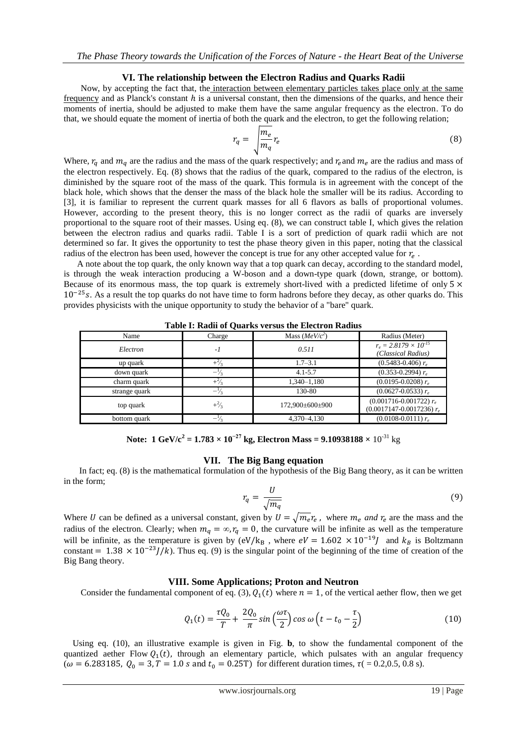## VI. The relationship between the Electron Radius and Quarks Radii

Now, by accepting the fact that, the interaction between elementary particles takes place only at the same frequency and as Planck's constant $h$ is a universal constant, then the dimensions of the quarks, and hence their moments of inertia, should be adjusted to make them have the same angular frequency as the electron. To do that, we should equate the moment of inertia of both the quark and the electron, to get the following relation;

$$r_q = \sqrt{\frac{m_e}{m_q}}\, r_e \tag{8}$$

Where, $r_q$ and $m_q$ are the radius and the mass of the quark respectively; and $r_e$ and $m_e$ are the radius and mass of the electron respectively. Eq. (8) shows that the radius of the quark, compared to the radius of the electron, is diminished by the square root of the mass of the quark. This formula is in agreement with the concept of the black hole, which shows that the denser the mass of the black hole the smaller will be its radius. According to [3], it is familiar to represent the current quark masses for all 6 flavors as balls of proportional volumes. However, according to the present theory, this is no longer correct as the radii of quarks are inversely proportional to the square root of their masses. Using eq. (8), we can construct table I, which gives the relation between the electron radius and quarks radii. Table I is a sort of prediction of quark radii which are not determined so far. It gives the opportunity to test the phase theory given in this paper, noting that the classical radius of the electron has been used, however the concept is true for any other accepted value for $r_e$ .

A note about the top quark, the only known way that a top quark can decay, according to the standard model, is through the weak interaction producing a W-boson and a down-type quark (down, strange, or bottom). Because of its enormous mass, the top quark is extremely short-lived with a predicted lifetime of only $5 \times 10^{-25} s$. As a result the top quarks do not have time to form hadrons before they decay, as other quarks do. This provides physicists with the unique opportunity to study the behavior of a "bare" quark.

**Table I: Radii of Quarks versus the Electron Radius**

| Name | Charge | Mass ($MeV/c^2$) | Radius (Meter) |
|---|---|---|---|
| *Electron* | *-1* | *0.511* | *$r_e = 2.8179 \times 10^{-15}$ (Classical Radius)* |
| up quark | $+\frac{2}{3}$ | 1.7–3.1 | (0.5483-0.406) $r_e$ |
| down quark | $-\frac{1}{3}$ | 4.1-5.7 | (0.353-0.2994) $r_e$ |
| charm quark | $+\frac{2}{3}$ | 1,340–1,180 | (0.0195-0.0208) $r_e$ |
| strange quark | $-\frac{1}{3}$ | 130-80 | (0.0627-0.0533) $r_e$ |
| top quark | $+\frac{2}{3}$ | 172,900±600±900 | (0.001716-0.001722) $r_e$ (0.0017147-0.0017236) $r_e$ |
| bottom quark | $-\frac{1}{3}$ | 4,370–4,130 | (0.0108-0.0111) $r_e$ |

**Note: $1\ GeV/c^2 = 1.783 \times 10^{-27}$ kg, Electron Mass = $9.10938188 \times 10^{-31}$ kg**

## VII. The Big Bang equation

In fact; eq. (8) is the mathematical formulation of the hypothesis of the Big Bang theory, as it can be written in the form;

$$r_q = \frac{U}{\sqrt{m_q}} \tag{9}$$

Where $U$ can be defined as a universal constant, given by $U = \sqrt{m_e} r_e$ , where $m_e$ *and* $r_e$ are the mass and the radius of the electron. Clearly; when $m_q = \infty, r_q = 0$, the curvature will be infinite as well as the temperature will be infinite, as the temperature is given by ($eV/k_B$ , where $eV = 1.602 \times 10^{-19} J$ and $k_B$ is Boltzmann constant $= 1.38 \times 10^{-23} J/k$). Thus eq. (9) is the singular point of the beginning of the time of creation of the Big Bang theory.

## VIII. Some Applications; Proton and Neutron

Consider the fundamental component of eq. (3), $Q_1(t)$ where $n = 1$, of the vertical aether flow, then we get

$$Q_1(t) = \frac{\tau Q_0}{T} + \frac{2Q_0}{\pi} \sin\left(\frac{\omega\tau}{2}\right) \cos \omega \left(t - t_0 - \frac{\tau}{2}\right) \tag{10}$$

Using eq. (10), an illustrative example is given in Fig. **b**, to show the fundamental component of the quantized aether Flow $Q_1(t)$, through an elementary particle, which pulsates with an angular frequency ($\omega = 6.283185$, $Q_0 = 3, T = 1.0\ s$ and $t_0 = 0.25T$) for different duration times, $\tau( = 0.2, 0.5, 0.8$ s).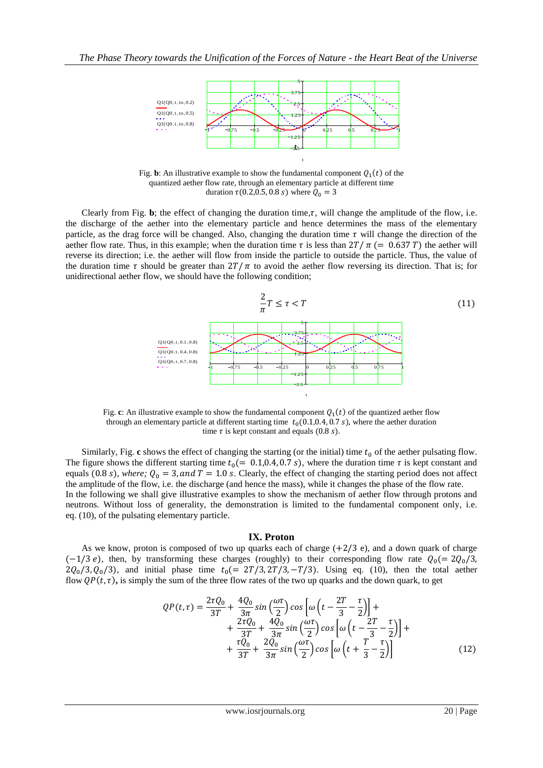Fig. **b**: An illustrative example to show the fundamental component $Q_1(t)$ of the quantized aether flow rate, through an elementary particle at different time duration $\tau(0.2, 0.5, 0.8\ s)$ where $Q_0 = 3$

Clearly from Fig. **b**; the effect of changing the duration time, $\tau$, will change the amplitude of the flow, i.e. the discharge of the aether into the elementary particle and hence determines the mass of the elementary particle, as the drag force will be changed. Also, changing the duration time $\tau$ will change the direction of the aether flow rate. Thus, in this example; when the duration time $\tau$ is less than $2T/\pi$ ($= 0.637\ T$) the aether will reverse its direction; i.e. the aether will flow from inside the particle to outside the particle. Thus, the value of the duration time $\tau$ should be greater than $2T/\pi$ to avoid the aether flow reversing its direction. That is; for unidirectional aether flow, we should have the following condition;

$$\frac{2}{\pi}T \leq \tau < T \tag{11}$$

Fig. **c**: An illustrative example to show the fundamental component $Q_1(t)$ of the quantized aether flow through an elementary particle at different starting time $t_0(0.1, 0.4, 0.7\ s)$, where the aether duration time $\tau$ is kept constant and equals $(0.8\ s)$.

Similarly, Fig. **c** shows the effect of changing the starting (or the initial) time $t_0$ of the aether pulsating flow. The figure shows the different starting time $t_0(= 0.1, 0.4, 0.7\ s)$, where the duration time $\tau$ is kept constant and equals $(0.8\ s)$, *where;* $Q_0 = 3$, *and* $T = 1.0\ s$. Clearly, the effect of changing the starting period does not affect the amplitude of the flow, i.e. the discharge (and hence the mass), while it changes the phase of the flow rate.
In the following we shall give illustrative examples to show the mechanism of aether flow through protons and neutrons. Without loss of generality, the demonstration is limited to the fundamental component only, i.e. eq. (10), of the pulsating elementary particle.

## IX. Proton

As we know, proton is composed of two up quarks each of charge $(+2/3$ e$)$, and a down quark of charge $(-1/3\ e)$, then, by transforming these charges (roughly) to their corresponding flow rate $Q_0(= 2Q_0/3, 2Q_0/3, Q_0/3)$, and initial phase time $t_0(= 2T/3, 2T/3, -T/3)$. Using eq. (10), then the total aether flow $QP(t,\tau)$**,** is simply the sum of the three flow rates of the two up quarks and the down quark, to get

$$\begin{aligned} QP(t,\tau) = & \frac{2\tau Q_0}{3T} + \frac{4Q_0}{3\pi}\sin\left(\frac{\omega\tau}{2}\right)\cos\left[\omega\left(t - \frac{2T}{3} - \frac{\tau}{2}\right)\right] + \\ & + \frac{2\tau Q_0}{3T} + \frac{4Q_0}{3\pi}\sin\left(\frac{\omega\tau}{2}\right)\cos\left[\omega\left(t - \frac{2T}{3} - \frac{\tau}{2}\right)\right] + \\ & + \frac{\tau Q_0}{3T} + \frac{2Q_0}{3\pi}\sin\left(\frac{\omega\tau}{2}\right)\cos\left[\omega\left(t + \frac{T}{3} - \frac{\tau}{2}\right)\right] \end{aligned} \tag{12}$$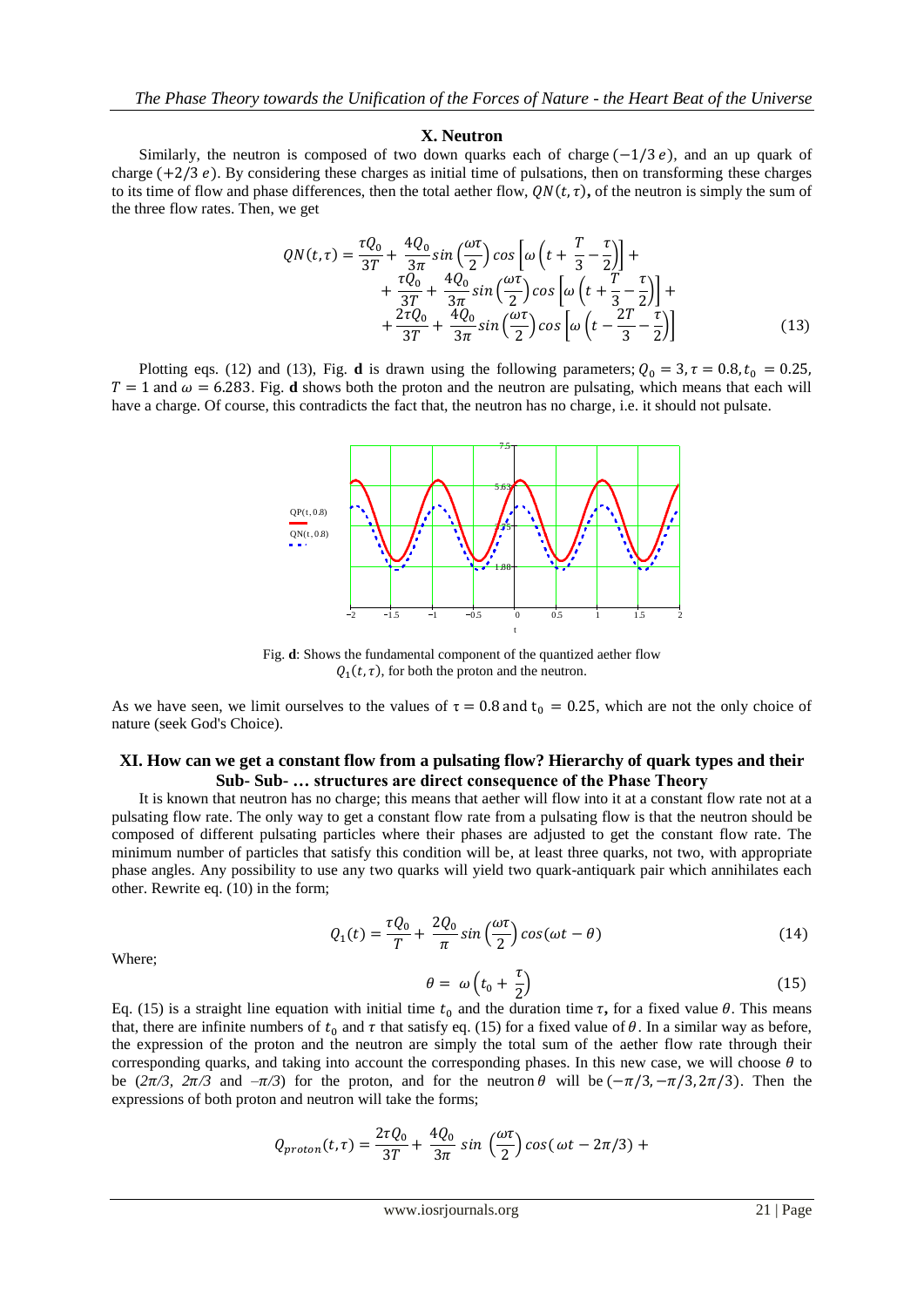## X. Neutron

Similarly, the neutron is composed of two down quarks each of charge $(-1/3\,e)$, and an up quark of charge $(+2/3\,e)$. By considering these charges as initial time of pulsations, then on transforming these charges to its time of flow and phase differences, then the total aether flow, $QN(t,\tau)$**,** of the neutron is simply the sum of the three flow rates. Then, we get

$$QN(t,\tau) = \frac{\tau Q_0}{3T} + \frac{4Q_0}{3\pi}\sin\left(\frac{\omega\tau}{2}\right)\cos\left[\omega\left(t + \frac{T}{3} - \frac{\tau}{2}\right)\right] + \\ + \frac{\tau Q_0}{3T} + \frac{4Q_0}{3\pi}\sin\left(\frac{\omega\tau}{2}\right)\cos\left[\omega\left(t + \frac{T}{3} - \frac{\tau}{2}\right)\right] + \\ + \frac{2\tau Q_0}{3T} + \frac{4Q_0}{3\pi}\sin\left(\frac{\omega\tau}{2}\right)\cos\left[\omega\left(t - \frac{2T}{3} - \frac{\tau}{2}\right)\right] \tag{13}$$

Plotting eqs. (12) and (13), Fig. **d** is drawn using the following parameters; $Q_0 = 3, \tau = 0.8, t_0 = 0.25$, $T = 1$ and $\omega = 6.283$. Fig. **d** shows both the proton and the neutron are pulsating, which means that each will have a charge. Of course, this contradicts the fact that, the neutron has no charge, i.e. it should not pulsate.

Fig. **d**: Shows the fundamental component of the quantized aether flow $Q_1(t,\tau)$, for both the proton and the neutron.

As we have seen, we limit ourselves to the values of $\tau = 0.8$ and $t_0 = 0.25$, which are not the only choice of nature (seek God's Choice).

## XI. How can we get a constant flow from a pulsating flow? Hierarchy of quark types and their Sub- Sub- … structures are direct consequence of the Phase Theory

It is known that neutron has no charge; this means that aether will flow into it at a constant flow rate not at a pulsating flow rate. The only way to get a constant flow rate from a pulsating flow is that the neutron should be composed of different pulsating particles where their phases are adjusted to get the constant flow rate. The minimum number of particles that satisfy this condition will be, at least three quarks, not two, with appropriate phase angles. Any possibility to use any two quarks will yield two quark-antiquark pair which annihilates each other. Rewrite eq. (10) in the form;

$$Q_1(t) = \frac{\tau Q_0}{T} + \frac{2Q_0}{\pi}\sin\left(\frac{\omega\tau}{2}\right)\cos(\omega t - \theta) \tag{14}$$

Where;

$$\theta = \omega\left(t_0 + \frac{\tau}{2}\right) \tag{15}$$

Eq. (15) is a straight line equation with initial time $t_0$ and the duration time $\tau$**,** for a fixed value $\theta$. This means that, there are infinite numbers of $t_0$ and $\tau$ that satisfy eq. (15) for a fixed value of $\theta$. In a similar way as before, the expression of the proton and the neutron are simply the total sum of the aether flow rate through their corresponding quarks, and taking into account the corresponding phases. In this new case, we will choose $\theta$ to be ($2\pi/3$, $2\pi/3$ and $-\pi/3$) for the proton, and for the neutron $\theta$ will be $(-\pi/3, -\pi/3, 2\pi/3)$. Then the expressions of both proton and neutron will take the forms;

$$Q_{proton}(t,\tau) = \frac{2\tau Q_0}{3T} + \frac{4Q_0}{3\pi}\sin\left(\frac{\omega\tau}{2}\right)\cos(\omega t - 2\pi/3) +$$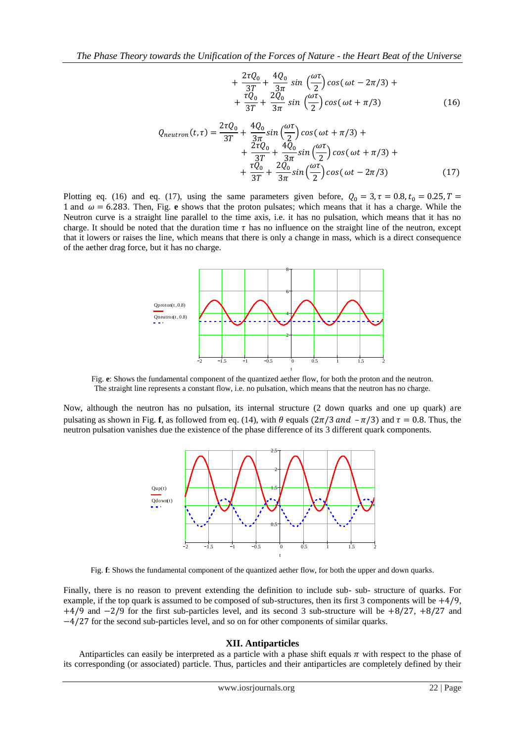$$+\frac{2\tau Q_0}{3T}+\frac{4Q_0}{3\pi}\sin\left(\frac{\omega\tau}{2}\right)\cos(\omega t-2\pi/3)+$$
$$+\frac{\tau Q_0}{3T}+\frac{2Q_0}{3\pi}\sin\left(\frac{\omega\tau}{2}\right)\cos(\omega t+\pi/3) \tag{16}$$

$$Q_{neutron}(t,\tau)=\frac{2\tau Q_0}{3T}+\frac{4Q_0}{3\pi}\sin\left(\frac{\omega\tau}{2}\right)\cos(\omega t+\pi/3)+$$
$$+\frac{2\tau Q_0}{3T}+\frac{4Q_0}{3\pi}\sin\left(\frac{\omega\tau}{2}\right)\cos(\omega t+\pi/3)+$$
$$+\frac{\tau Q_0}{3T}+\frac{2Q_0}{3\pi}\sin\left(\frac{\omega\tau}{2}\right)\cos(\omega t-2\pi/3) \tag{17}$$

Plotting eq. (16) and eq. (17), using the same parameters given before, $Q_0 = 3, \tau = 0.8, t_0 = 0.25, T = 1$ and $\omega = 6.283$. Then, Fig. **e** shows that the proton pulsates; which means that it has a charge. While the Neutron curve is a straight line parallel to the time axis, i.e. it has no pulsation, which means that it has no charge. It should be noted that the duration time $\tau$ has no influence on the straight line of the neutron, except that it lowers or raises the line, which means that there is only a change in mass, which is a direct consequence of the aether drag force, but it has no charge.

Fig. **e**: Shows the fundamental component of the quantized aether flow, for both the proton and the neutron. The straight line represents a constant flow, i.e. no pulsation, which means that the neutron has no charge.

Now, although the neutron has no pulsation, its internal structure (2 down quarks and one up quark) are pulsating as shown in Fig. **f**, as followed from eq. (14), with $\theta$ equals $(2\pi/3 \; and \; -\pi/3)$ and $\tau = 0.8$. Thus, the neutron pulsation vanishes due the existence of the phase difference of its 3 different quark components.

Fig. **f**: Shows the fundamental component of the quantized aether flow, for both the upper and down quarks.

Finally, there is no reason to prevent extending the definition to include sub- sub- structure of quarks. For example, if the top quark is assumed to be composed of sub-structures, then its first 3 components will be $+4/9$, $+4/9$ and $-2/9$ for the first sub-particles level, and its second 3 sub-structure will be $+8/27$, $+8/27$ and $-4/27$ for the second sub-particles level, and so on for other components of similar quarks.

## XII. Antiparticles

Antiparticles can easily be interpreted as a particle with a phase shift equals $\pi$ with respect to the phase of its corresponding (or associated) particle. Thus, particles and their antiparticles are completely defined by their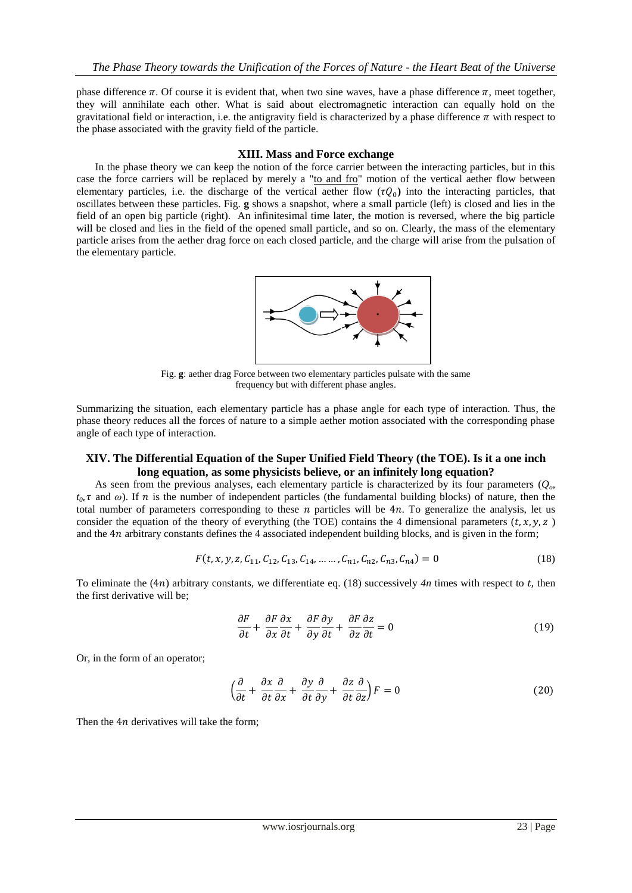phase difference $\pi$. Of course it is evident that, when two sine waves, have a phase difference $\pi$, meet together, they will annihilate each other. What is said about electromagnetic interaction can equally hold on the gravitational field or interaction, i.e. the antigravity field is characterized by a phase difference $\pi$ with respect to the phase associated with the gravity field of the particle.

## XIII. Mass and Force exchange

In the phase theory we can keep the notion of the force carrier between the interacting particles, but in this case the force carriers will be replaced by merely a "to and fro" motion of the vertical aether flow between elementary particles, i.e. the discharge of the vertical aether flow ($\tau Q_0$) into the interacting particles, that oscillates between these particles. Fig. **g** shows a snapshot, where a small particle (left) is closed and lies in the field of an open big particle (right). An infinitesimal time later, the motion is reversed, where the big particle will be closed and lies in the field of the opened small particle, and so on. Clearly, the mass of the elementary particle arises from the aether drag force on each closed particle, and the charge will arise from the pulsation of the elementary particle.

Fig. **g**: aether drag Force between two elementary particles pulsate with the same frequency but with different phase angles.

Summarizing the situation, each elementary particle has a phase angle for each type of interaction. Thus, the phase theory reduces all the forces of nature to a simple aether motion associated with the corresponding phase angle of each type of interaction.

## XIV. The Differential Equation of the Super Unified Field Theory (the TOE). Is it a one inch long equation, as some physicists believe, or an infinitely long equation?

As seen from the previous analyses, each elementary particle is characterized by its four parameters ($Q_o$, $t_0, \tau$ and $\omega$). If $n$ is the number of independent particles (the fundamental building blocks) of nature, then the total number of parameters corresponding to these $n$ particles will be $4n$. To generalize the analysis, let us consider the equation of the theory of everything (the TOE) contains the 4 dimensional parameters $(t, x, y, z)$ and the $4n$ arbitrary constants defines the 4 associated independent building blocks, and is given in the form;

$$F(t, x, y, z, C_{11}, C_{12}, C_{13}, C_{14}, \dots \dots, C_{n1}, C_{n2}, C_{n3}, C_{n4}) = 0 \tag{18}$$

To eliminate the $(4n)$ arbitrary constants, we differentiate eq. (18) successively $4n$ times with respect to $t$, then the first derivative will be;

$$\frac{\partial F}{\partial t} + \frac{\partial F}{\partial x}\frac{\partial x}{\partial t} + \frac{\partial F}{\partial y}\frac{\partial y}{\partial t} + \frac{\partial F}{\partial z}\frac{\partial z}{\partial t} = 0 \tag{19}$$

Or, in the form of an operator;

$$\left(\frac{\partial}{\partial t} + \frac{\partial x}{\partial t}\frac{\partial}{\partial x} + \frac{\partial y}{\partial t}\frac{\partial}{\partial y} + \frac{\partial z}{\partial t}\frac{\partial}{\partial z}\right) F = 0 \tag{20}$$

Then the $4n$ derivatives will take the form;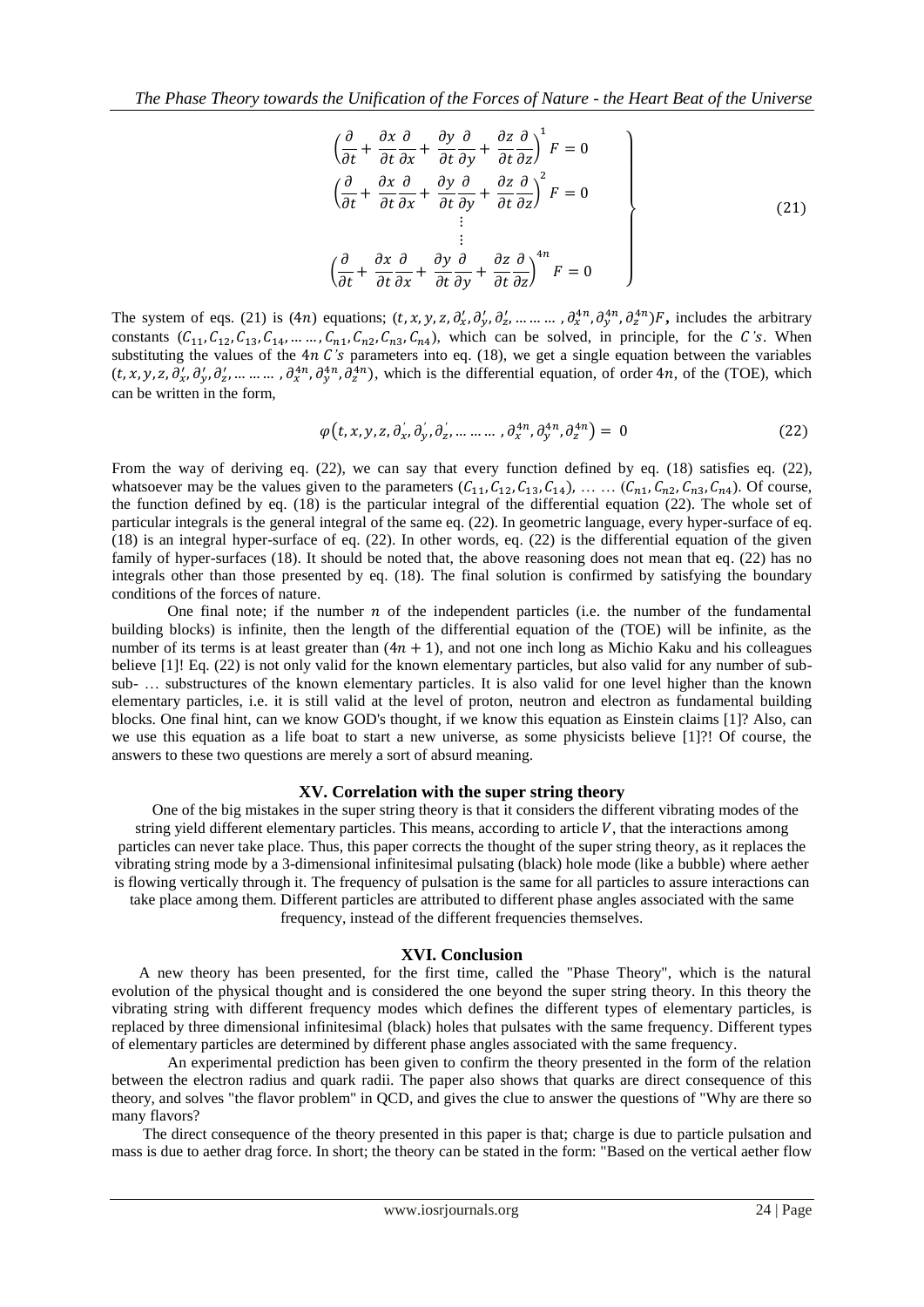$$
\left.\begin{aligned}
&\left(\frac{\partial}{\partial t}+\frac{\partial x}{\partial t}\frac{\partial}{\partial x}+\frac{\partial y}{\partial t}\frac{\partial}{\partial y}+\frac{\partial z}{\partial t}\frac{\partial}{\partial z}\right)^{1}F=0\\
&\left(\frac{\partial}{\partial t}+\frac{\partial x}{\partial t}\frac{\partial}{\partial x}+\frac{\partial y}{\partial t}\frac{\partial}{\partial y}+\frac{\partial z}{\partial t}\frac{\partial}{\partial z}\right)^{2}F=0\\
&\qquad\qquad\vdots\\
&\qquad\qquad\vdots\\
&\left(\frac{\partial}{\partial t}+\frac{\partial x}{\partial t}\frac{\partial}{\partial x}+\frac{\partial y}{\partial t}\frac{\partial}{\partial y}+\frac{\partial z}{\partial t}\frac{\partial}{\partial z}\right)^{4n}F=0
\end{aligned}\right\} \tag{21}
$$

The system of eqs. (21) is $(4n)$ equations; $(t, x, y, z, \partial_x', \partial_y', \partial_z', \dots\dots\dots, \partial_x^{4n}, \partial_y^{4n}, \partial_z^{4n})F$**,** includes the arbitrary constants $(C_{11}, C_{12}, C_{13}, C_{14}, \dots\dots, C_{n1}, C_{n2}, C_{n3}, C_{n4})$, which can be solved, in principle, for the $C$*'s*. When substituting the values of the $4n$ $C$*'s* parameters into eq. (18), we get a single equation between the variables $(t, x, y, z, \partial_x', \partial_y', \partial_z', \dots\dots\dots, \partial_x^{4n}, \partial_y^{4n}, \partial_z^{4n})$, which is the differential equation, of order $4n$, of the (TOE), which can be written in the form,

$$
\varphi\left(t, x, y, z, \partial_x', \partial_y', \partial_z', \dots\dots\dots, \partial_x^{4n}, \partial_y^{4n}, \partial_z^{4n}\right) = 0 \tag{22}
$$

From the way of deriving eq. (22), we can say that every function defined by eq. (18) satisfies eq. (22), whatsoever may be the values given to the parameters $(C_{11}, C_{12}, C_{13}, C_{14})$, … … $(C_{n1}, C_{n2}, C_{n3}, C_{n4})$. Of course, the function defined by eq. (18) is the particular integral of the differential equation (22). The whole set of particular integrals is the general integral of the same eq. (22). In geometric language, every hyper-surface of eq. (18) is an integral hyper-surface of eq. (22). In other words, eq. (22) is the differential equation of the given family of hyper-surfaces (18). It should be noted that, the above reasoning does not mean that eq. (22) has no integrals other than those presented by eq. (18). The final solution is confirmed by satisfying the boundary conditions of the forces of nature.

One final note; if the number $n$ of the independent particles (i.e. the number of the fundamental building blocks) is infinite, then the length of the differential equation of the (TOE) will be infinite, as the number of its terms is at least greater than $(4n + 1)$, and not one inch long as Michio Kaku and his colleagues believe [1]! Eq. (22) is not only valid for the known elementary particles, but also valid for any number of sub-sub- … substructures of the known elementary particles. It is also valid for one level higher than the known elementary particles, i.e. it is still valid at the level of proton, neutron and electron as fundamental building blocks. One final hint, can we know GOD's thought, if we know this equation as Einstein claims [1]? Also, can we use this equation as a life boat to start a new universe, as some physicists believe [1]?! Of course, the answers to these two questions are merely a sort of absurd meaning.

## XV. Correlation with the super string theory

One of the big mistakes in the super string theory is that it considers the different vibrating modes of the string yield different elementary particles. This means, according to article $V$, that the interactions among particles can never take place. Thus, this paper corrects the thought of the super string theory, as it replaces the vibrating string mode by a 3-dimensional infinitesimal pulsating (black) hole mode (like a bubble) where aether is flowing vertically through it. The frequency of pulsation is the same for all particles to assure interactions can take place among them. Different particles are attributed to different phase angles associated with the same frequency, instead of the different frequencies themselves.

## XVI. Conclusion

A new theory has been presented, for the first time, called the "Phase Theory", which is the natural evolution of the physical thought and is considered the one beyond the super string theory. In this theory the vibrating string with different frequency modes which defines the different types of elementary particles, is replaced by three dimensional infinitesimal (black) holes that pulsates with the same frequency. Different types of elementary particles are determined by different phase angles associated with the same frequency.

An experimental prediction has been given to confirm the theory presented in the form of the relation between the electron radius and quark radii. The paper also shows that quarks are direct consequence of this theory, and solves "the flavor problem" in QCD, and gives the clue to answer the questions of "Why are there so many flavors?

The direct consequence of the theory presented in this paper is that; charge is due to particle pulsation and mass is due to aether drag force. In short; the theory can be stated in the form: "Based on the vertical aether flow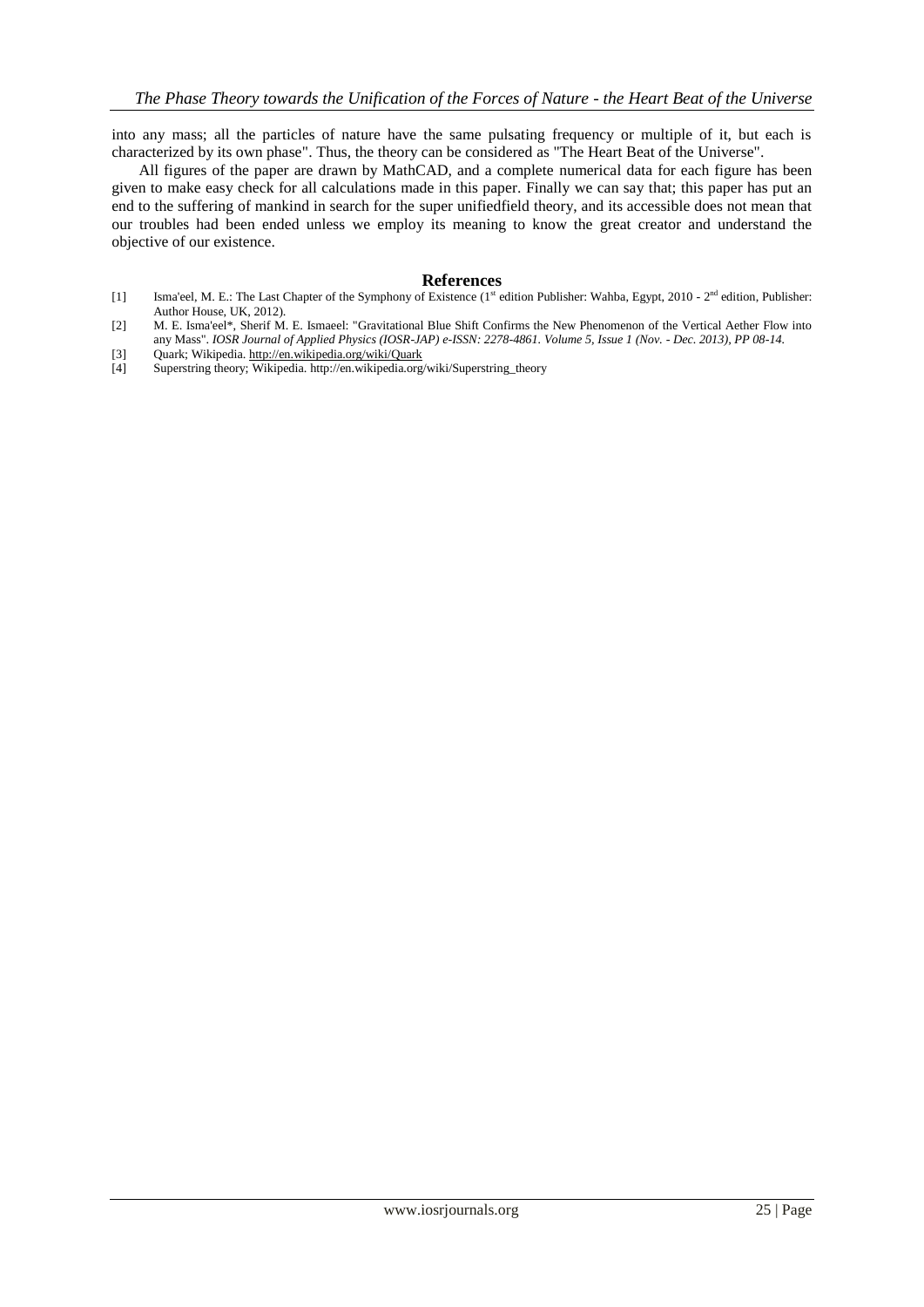into any mass; all the particles of nature have the same pulsating frequency or multiple of it, but each is characterized by its own phase". Thus, the theory can be considered as "The Heart Beat of the Universe".

All figures of the paper are drawn by MathCAD, and a complete numerical data for each figure has been given to make easy check for all calculations made in this paper. Finally we can say that; this paper has put an end to the suffering of mankind in search for the super unifiedfield theory, and its accessible does not mean that our troubles had been ended unless we employ its meaning to know the great creator and understand the objective of our existence.

## References

[1] Isma'eel, M. E.: The Last Chapter of the Symphony of Existence (1st edition Publisher: Wahba, Egypt, 2010 - 2nd edition, Publisher: Author House, UK, 2012).

[2] M. E. Isma'eel*, Sherif M. E. Ismaeel: "Gravitational Blue Shift Confirms the New Phenomenon of the Vertical Aether Flow into any Mass". *IOSR Journal of Applied Physics (IOSR-JAP) e-ISSN: 2278-4861. Volume 5, Issue 1 (Nov. - Dec. 2013), PP 08-14.*

[3] Quark; Wikipedia. http://en.wikipedia.org/wiki/Quark

[4] Superstring theory; Wikipedia. http://en.wikipedia.org/wiki/Superstring_theory